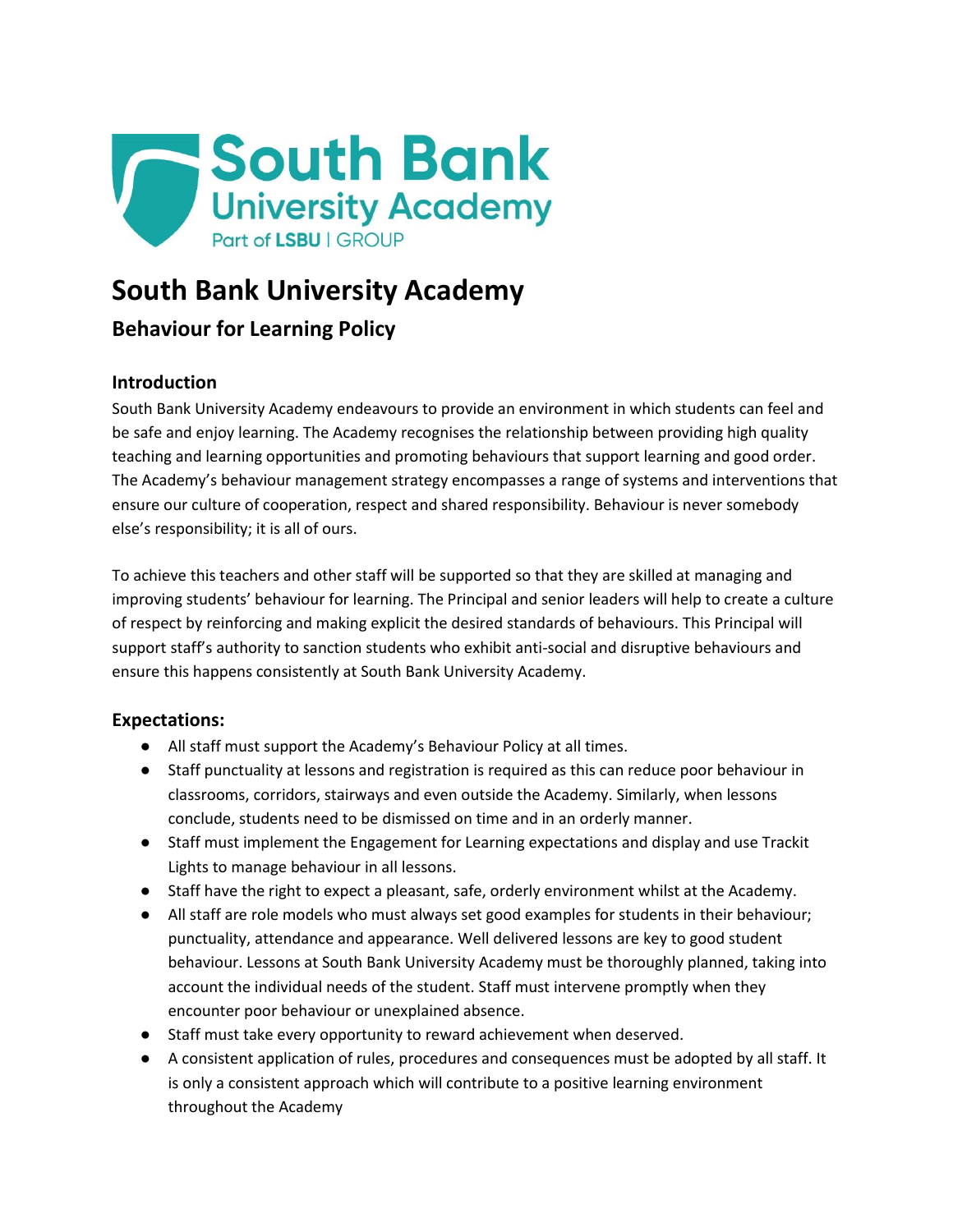# South Bank University Academy

## Behaviour for Learning Policy

### Introduction

South Bank University Academy endeavours to provide an environment in which students can feel and be safe and enjoy learning. The Academy recognises the relationship between providing high quality teaching and learning opportunities and promoting behaviours that support learning and good order. The Academy's behaviour management strategy encompasses a range of systems and interventions that ensure our culture of cooperation, respect and shared responsibility. Behaviour is never somebody else's responsibility; it is all of ours.

To achieve this teachers and other staff will be supported so that they are skilled at managing and improving students' behaviour for learning. The Principal and senior leaders will help to create a culture of respect by reinforcing and making explicit the desired standards of behaviours. This Principal will support staff's authority to sanction students who exhibit anti-social and disruptive behaviours and ensure this happens consistently at South Bank University Academy.

### Expectations:

- All staff must support the Academy's Behaviour Policy at all times.
- Staff punctuality at lessons and registration is required as this can reduce poor behaviour in classrooms, corridors, stairways and even outside the Academy. Similarly, when lessons conclude, students need to be dismissed on time and in an orderly manner.
- Staff must implement the Engagement for Learning expectations and display and use Trackit Lights to manage behaviour in all lessons.
- Staff have the right to expect a pleasant, safe, orderly environment whilst at the Academy.
- All staff are role models who must always set good examples for students in their behaviour; punctuality, attendance and appearance. Well delivered lessons are key to good student behaviour. Lessons at South Bank University Academy must be thoroughly planned, taking into account the individual needs of the student. Staff must intervene promptly when they encounter poor behaviour or unexplained absence.
- Staff must take every opportunity to reward achievement when deserved.
- A consistent application of rules, procedures and consequences must be adopted by all staff. It is only a consistent approach which will contribute to a positive learning environment throughout the Academy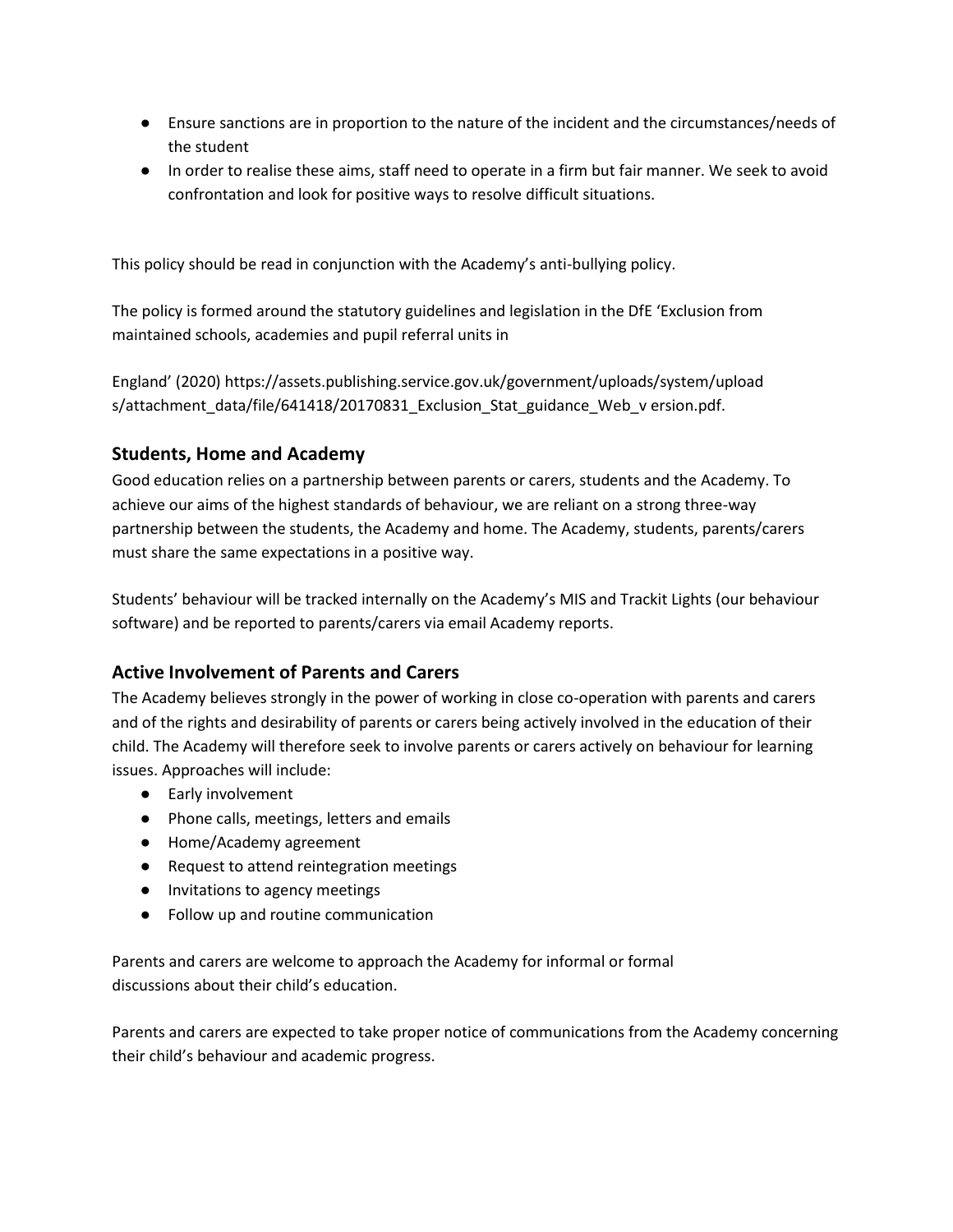- Ensure sanctions are in proportion to the nature of the incident and the circumstances/needs of the student
- In order to realise these aims, staff need to operate in a firm but fair manner. We seek to avoid confrontation and look for positive ways to resolve difficult situations.

This policy should be read in conjunction with the Academy's anti-bullying policy.

The policy is formed around the statutory guidelines and legislation in the DfE 'Exclusion from maintained schools, academies and pupil referral units in

England' (2020) https://assets.publishing.service.gov.uk/government/uploads/system/uploads/attachment_data/file/641418/20170831_Exclusion_Stat_guidance_Web_v ersion.pdf.

## Students, Home and Academy

Good education relies on a partnership between parents or carers, students and the Academy. To achieve our aims of the highest standards of behaviour, we are reliant on a strong three-way partnership between the students, the Academy and home. The Academy, students, parents/carers must share the same expectations in a positive way.

Students' behaviour will be tracked internally on the Academy's MIS and Trackit Lights (our behaviour software) and be reported to parents/carers via email Academy reports.

## Active Involvement of Parents and Carers

The Academy believes strongly in the power of working in close co-operation with parents and carers and of the rights and desirability of parents or carers being actively involved in the education of their child. The Academy will therefore seek to involve parents or carers actively on behaviour for learning issues. Approaches will include:

- Early involvement
- Phone calls, meetings, letters and emails
- Home/Academy agreement
- Request to attend reintegration meetings
- Invitations to agency meetings
- Follow up and routine communication

Parents and carers are welcome to approach the Academy for informal or formal discussions about their child's education.

Parents and carers are expected to take proper notice of communications from the Academy concerning their child's behaviour and academic progress.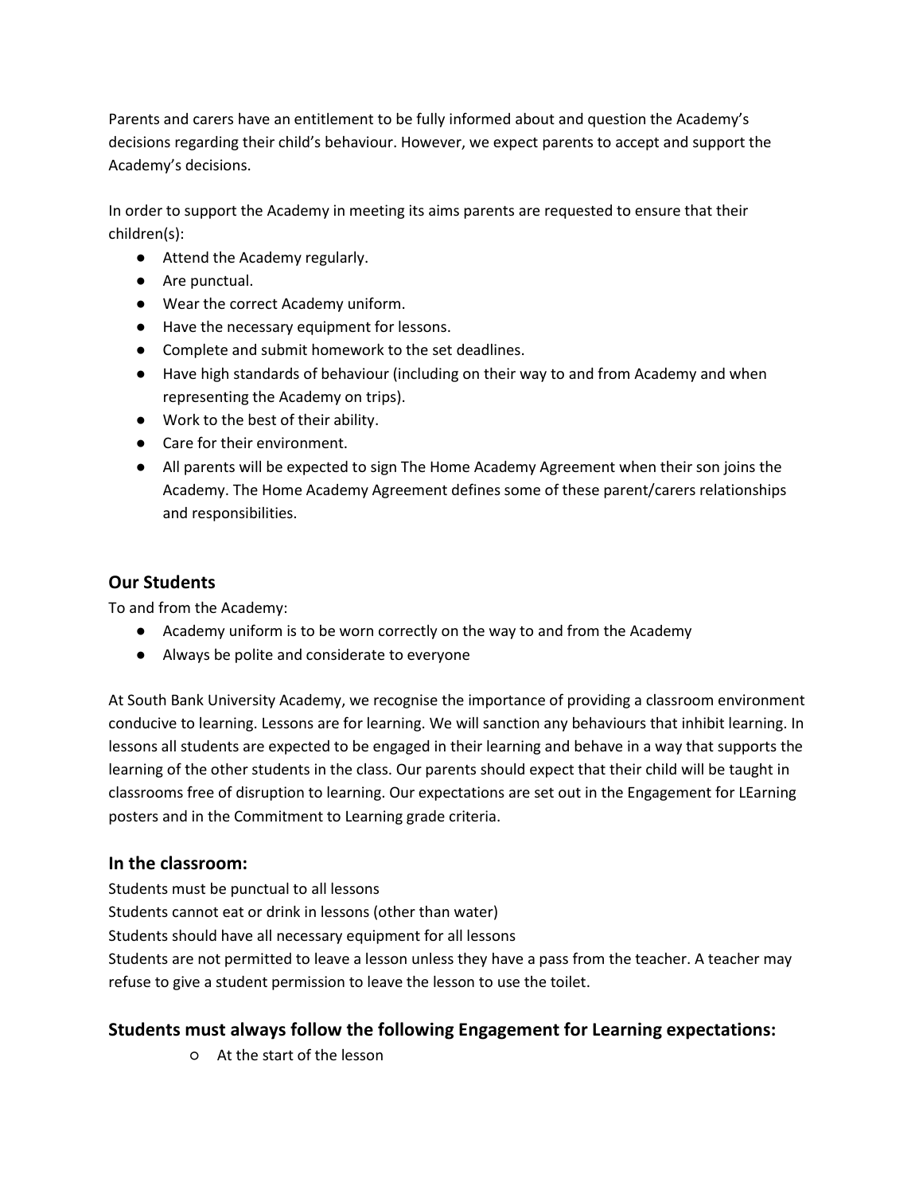Parents and carers have an entitlement to be fully informed about and question the Academy's decisions regarding their child's behaviour. However, we expect parents to accept and support the Academy's decisions.

In order to support the Academy in meeting its aims parents are requested to ensure that their children(s):

- Attend the Academy regularly.
- Are punctual.
- Wear the correct Academy uniform.
- Have the necessary equipment for lessons.
- Complete and submit homework to the set deadlines.
- Have high standards of behaviour (including on their way to and from Academy and when representing the Academy on trips).
- Work to the best of their ability.
- Care for their environment.
- All parents will be expected to sign The Home Academy Agreement when their son joins the Academy. The Home Academy Agreement defines some of these parent/carers relationships and responsibilities.

## Our Students

To and from the Academy:

- Academy uniform is to be worn correctly on the way to and from the Academy
- Always be polite and considerate to everyone

At South Bank University Academy, we recognise the importance of providing a classroom environment conducive to learning. Lessons are for learning. We will sanction any behaviours that inhibit learning. In lessons all students are expected to be engaged in their learning and behave in a way that supports the learning of the other students in the class. Our parents should expect that their child will be taught in classrooms free of disruption to learning. Our expectations are set out in the Engagement for LEarning posters and in the Commitment to Learning grade criteria.

## In the classroom:

Students must be punctual to all lessons
Students cannot eat or drink in lessons (other than water)
Students should have all necessary equipment for all lessons
Students are not permitted to leave a lesson unless they have a pass from the teacher. A teacher may refuse to give a student permission to leave the lesson to use the toilet.

## Students must always follow the following Engagement for Learning expectations:

- At the start of the lesson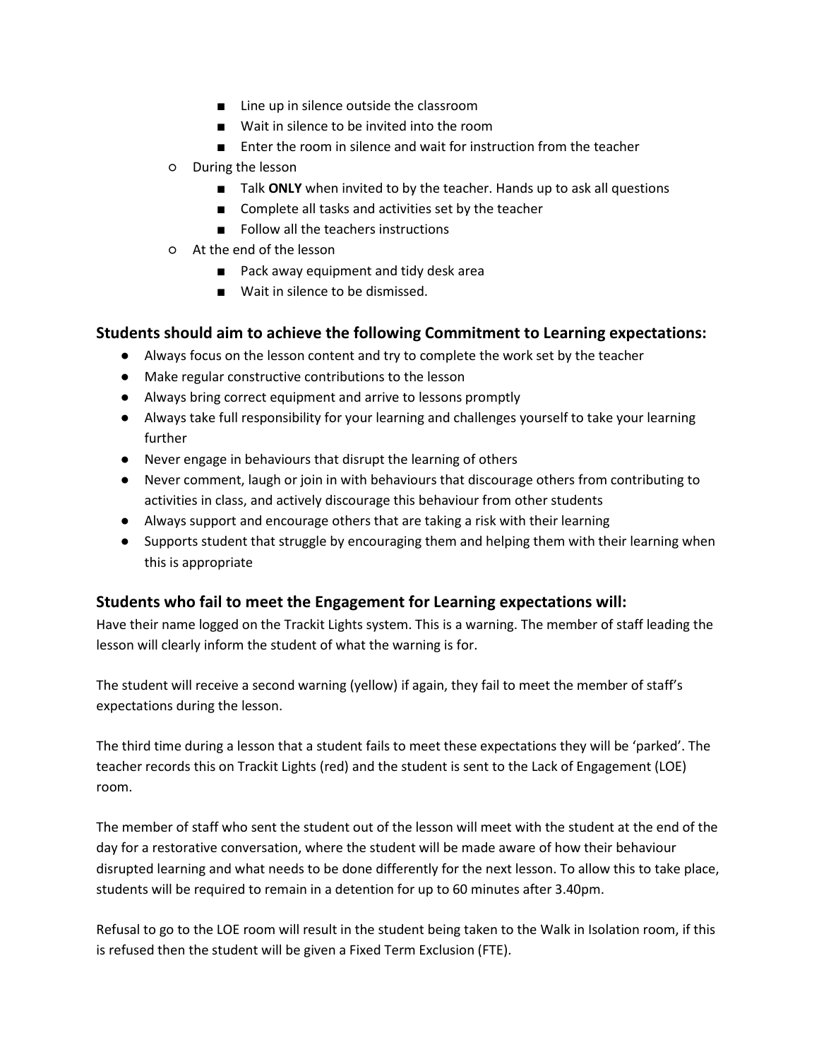- Line up in silence outside the classroom
        - Wait in silence to be invited into the room
        - Enter the room in silence and wait for instruction from the teacher
    - During the lesson
        - Talk **ONLY** when invited to by the teacher. Hands up to ask all questions
        - Complete all tasks and activities set by the teacher
        - Follow all the teachers instructions
    - At the end of the lesson
        - Pack away equipment and tidy desk area
        - Wait in silence to be dismissed.

### Students should aim to achieve the following Commitment to Learning expectations:

- Always focus on the lesson content and try to complete the work set by the teacher
- Make regular constructive contributions to the lesson
- Always bring correct equipment and arrive to lessons promptly
- Always take full responsibility for your learning and challenges yourself to take your learning further
- Never engage in behaviours that disrupt the learning of others
- Never comment, laugh or join in with behaviours that discourage others from contributing to activities in class, and actively discourage this behaviour from other students
- Always support and encourage others that are taking a risk with their learning
- Supports student that struggle by encouraging them and helping them with their learning when this is appropriate

### Students who fail to meet the Engagement for Learning expectations will:

Have their name logged on the Trackit Lights system. This is a warning. The member of staff leading the lesson will clearly inform the student of what the warning is for.

The student will receive a second warning (yellow) if again, they fail to meet the member of staff's expectations during the lesson.

The third time during a lesson that a student fails to meet these expectations they will be 'parked'. The teacher records this on Trackit Lights (red) and the student is sent to the Lack of Engagement (LOE) room.

The member of staff who sent the student out of the lesson will meet with the student at the end of the day for a restorative conversation, where the student will be made aware of how their behaviour disrupted learning and what needs to be done differently for the next lesson. To allow this to take place, students will be required to remain in a detention for up to 60 minutes after 3.40pm.

Refusal to go to the LOE room will result in the student being taken to the Walk in Isolation room, if this is refused then the student will be given a Fixed Term Exclusion (FTE).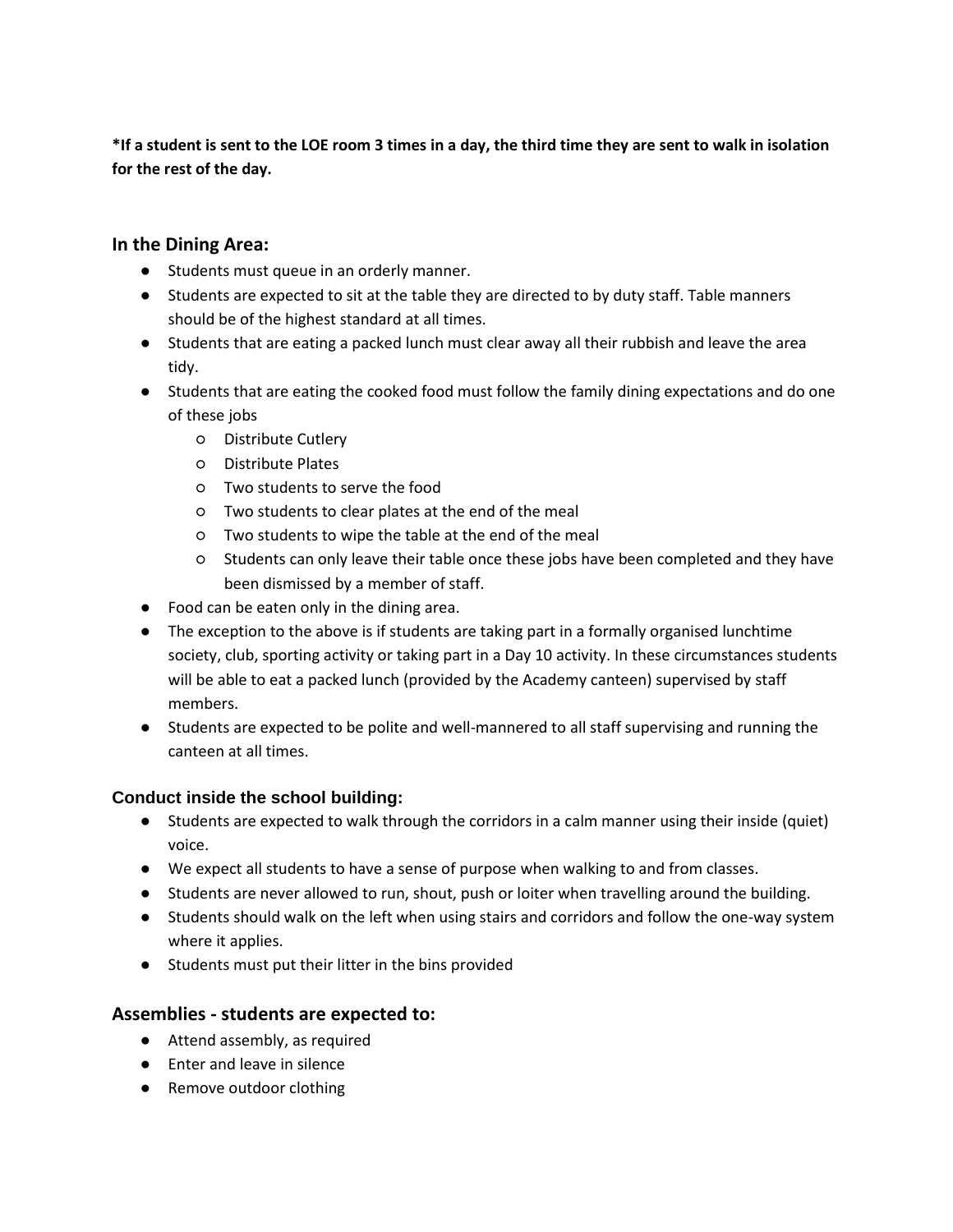**\*If a student is sent to the LOE room 3 times in a day, the third time they are sent to walk in isolation for the rest of the day.**

### In the Dining Area:

- Students must queue in an orderly manner.
- Students are expected to sit at the table they are directed to by duty staff. Table manners should be of the highest standard at all times.
- Students that are eating a packed lunch must clear away all their rubbish and leave the area tidy.
- Students that are eating the cooked food must follow the family dining expectations and do one of these jobs
  - Distribute Cutlery
  - Distribute Plates
  - Two students to serve the food
  - Two students to clear plates at the end of the meal
  - Two students to wipe the table at the end of the meal
  - Students can only leave their table once these jobs have been completed and they have been dismissed by a member of staff.
- Food can be eaten only in the dining area.
- The exception to the above is if students are taking part in a formally organised lunchtime society, club, sporting activity or taking part in a Day 10 activity. In these circumstances students will be able to eat a packed lunch (provided by the Academy canteen) supervised by staff members.
- Students are expected to be polite and well-mannered to all staff supervising and running the canteen at all times.

### Conduct inside the school building:

- Students are expected to walk through the corridors in a calm manner using their inside (quiet) voice.
- We expect all students to have a sense of purpose when walking to and from classes.
- Students are never allowed to run, shout, push or loiter when travelling around the building.
- Students should walk on the left when using stairs and corridors and follow the one-way system where it applies.
- Students must put their litter in the bins provided

### Assemblies - students are expected to:

- Attend assembly, as required
- Enter and leave in silence
- Remove outdoor clothing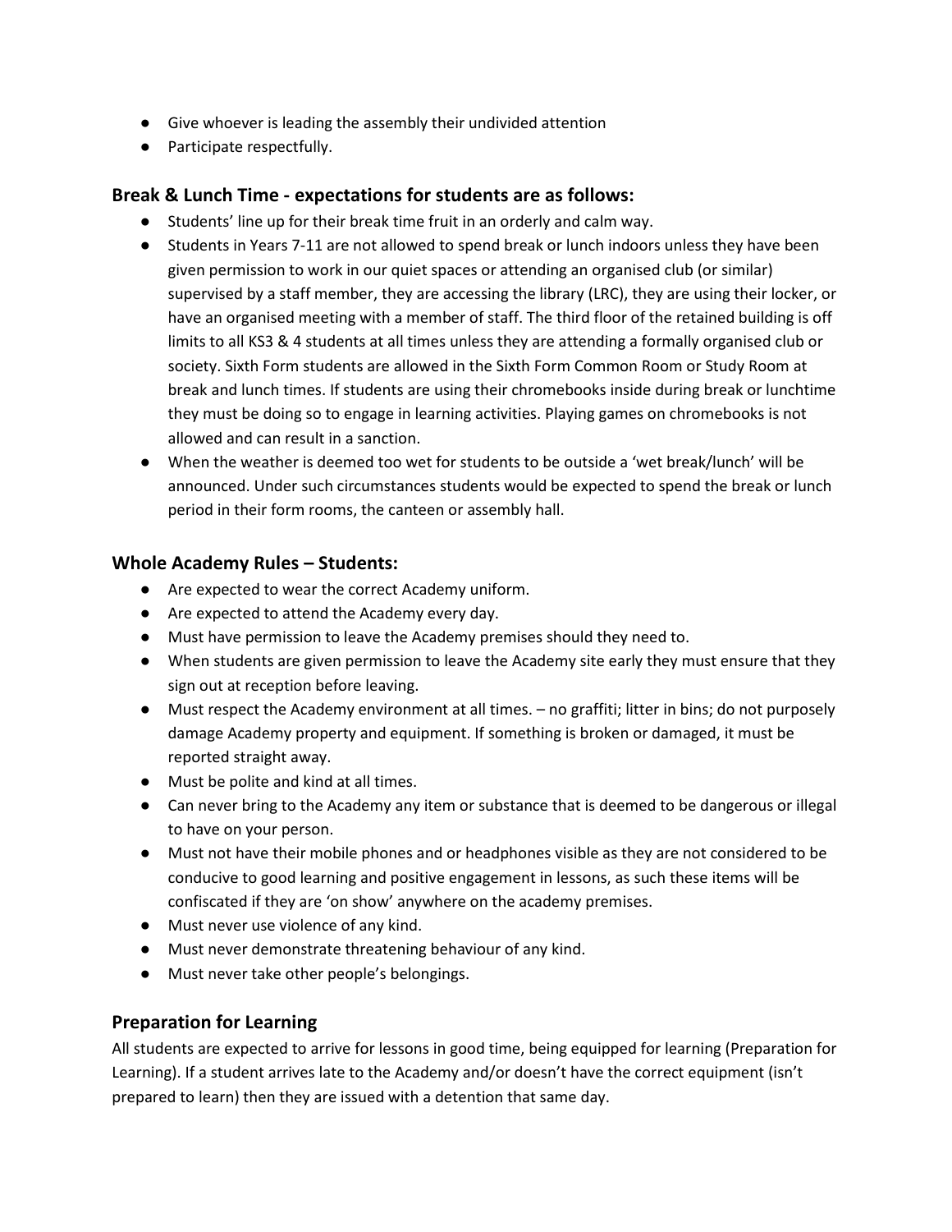- Give whoever is leading the assembly their undivided attention
- Participate respectfully.

### Break & Lunch Time - expectations for students are as follows:

- Students' line up for their break time fruit in an orderly and calm way.
- Students in Years 7-11 are not allowed to spend break or lunch indoors unless they have been given permission to work in our quiet spaces or attending an organised club (or similar) supervised by a staff member, they are accessing the library (LRC), they are using their locker, or have an organised meeting with a member of staff. The third floor of the retained building is off limits to all KS3 & 4 students at all times unless they are attending a formally organised club or society. Sixth Form students are allowed in the Sixth Form Common Room or Study Room at break and lunch times. If students are using their chromebooks inside during break or lunchtime they must be doing so to engage in learning activities. Playing games on chromebooks is not allowed and can result in a sanction.
- When the weather is deemed too wet for students to be outside a 'wet break/lunch' will be announced. Under such circumstances students would be expected to spend the break or lunch period in their form rooms, the canteen or assembly hall.

### Whole Academy Rules – Students:

- Are expected to wear the correct Academy uniform.
- Are expected to attend the Academy every day.
- Must have permission to leave the Academy premises should they need to.
- When students are given permission to leave the Academy site early they must ensure that they sign out at reception before leaving.
- Must respect the Academy environment at all times. – no graffiti; litter in bins; do not purposely damage Academy property and equipment. If something is broken or damaged, it must be reported straight away.
- Must be polite and kind at all times.
- Can never bring to the Academy any item or substance that is deemed to be dangerous or illegal to have on your person.
- Must not have their mobile phones and or headphones visible as they are not considered to be conducive to good learning and positive engagement in lessons, as such these items will be confiscated if they are 'on show' anywhere on the academy premises.
- Must never use violence of any kind.
- Must never demonstrate threatening behaviour of any kind.
- Must never take other people's belongings.

### Preparation for Learning

All students are expected to arrive for lessons in good time, being equipped for learning (Preparation for Learning). If a student arrives late to the Academy and/or doesn't have the correct equipment (isn't prepared to learn) then they are issued with a detention that same day.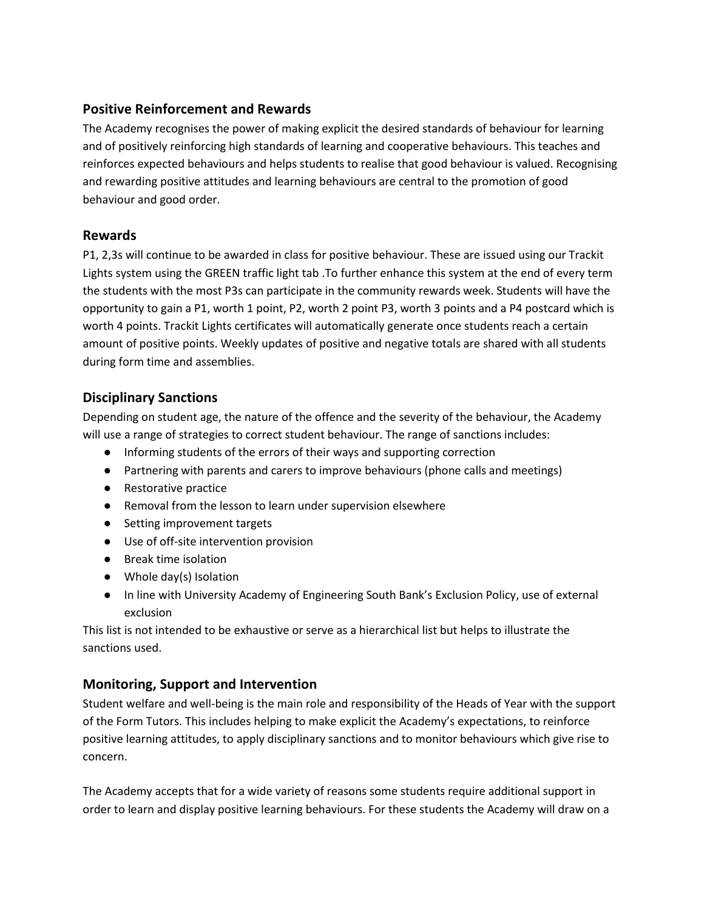## Positive Reinforcement and Rewards

The Academy recognises the power of making explicit the desired standards of behaviour for learning and of positively reinforcing high standards of learning and cooperative behaviours. This teaches and reinforces expected behaviours and helps students to realise that good behaviour is valued. Recognising and rewarding positive attitudes and learning behaviours are central to the promotion of good behaviour and good order.

## Rewards

P1, 2,3s will continue to be awarded in class for positive behaviour. These are issued using our Trackit Lights system using the GREEN traffic light tab .To further enhance this system at the end of every term the students with the most P3s can participate in the community rewards week. Students will have the opportunity to gain a P1, worth 1 point, P2, worth 2 point P3, worth 3 points and a P4 postcard which is worth 4 points. Trackit Lights certificates will automatically generate once students reach a certain amount of positive points. Weekly updates of positive and negative totals are shared with all students during form time and assemblies.

## Disciplinary Sanctions

Depending on student age, the nature of the offence and the severity of the behaviour, the Academy will use a range of strategies to correct student behaviour. The range of sanctions includes:

- Informing students of the errors of their ways and supporting correction
- Partnering with parents and carers to improve behaviours (phone calls and meetings)
- Restorative practice
- Removal from the lesson to learn under supervision elsewhere
- Setting improvement targets
- Use of off-site intervention provision
- Break time isolation
- Whole day(s) Isolation
- In line with University Academy of Engineering South Bank's Exclusion Policy, use of external exclusion

This list is not intended to be exhaustive or serve as a hierarchical list but helps to illustrate the sanctions used.

## Monitoring, Support and Intervention

Student welfare and well-being is the main role and responsibility of the Heads of Year with the support of the Form Tutors. This includes helping to make explicit the Academy's expectations, to reinforce positive learning attitudes, to apply disciplinary sanctions and to monitor behaviours which give rise to concern.

The Academy accepts that for a wide variety of reasons some students require additional support in order to learn and display positive learning behaviours. For these students the Academy will draw on a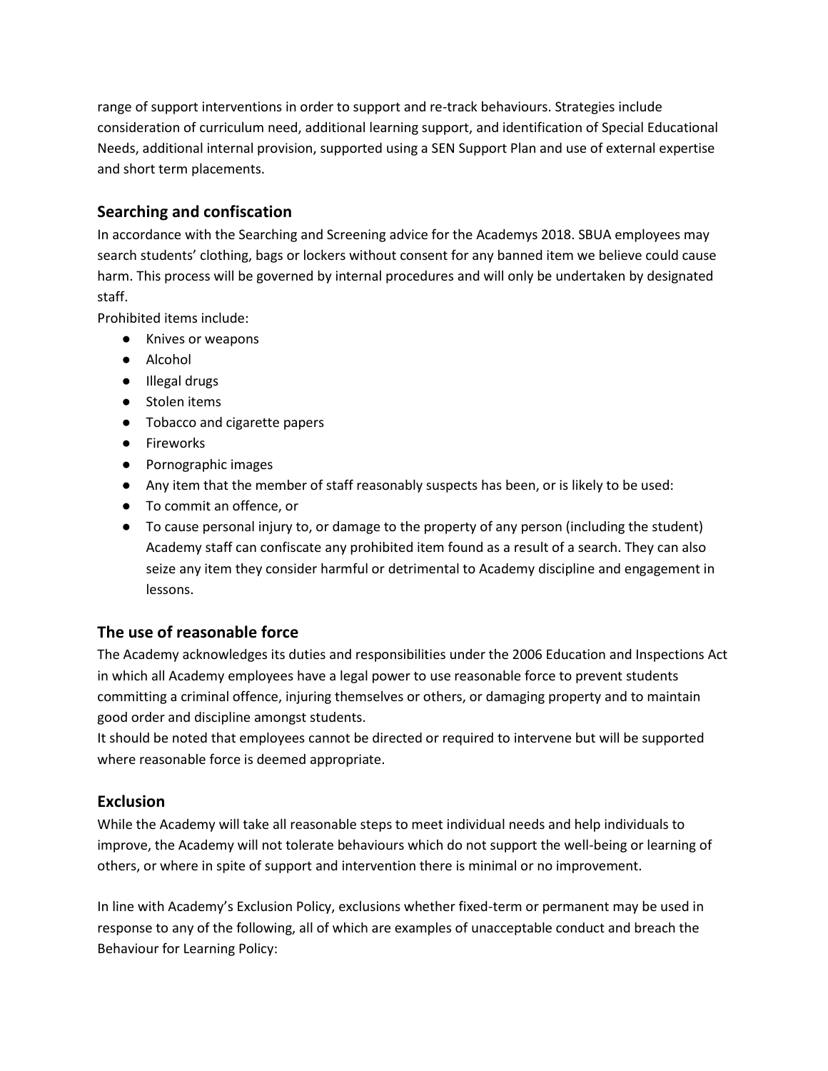range of support interventions in order to support and re-track behaviours. Strategies include consideration of curriculum need, additional learning support, and identification of Special Educational Needs, additional internal provision, supported using a SEN Support Plan and use of external expertise and short term placements.

## Searching and confiscation

In accordance with the Searching and Screening advice for the Academys 2018. SBUA employees may search students' clothing, bags or lockers without consent for any banned item we believe could cause harm. This process will be governed by internal procedures and will only be undertaken by designated staff.

Prohibited items include:

- Knives or weapons
- Alcohol
- Illegal drugs
- Stolen items
- Tobacco and cigarette papers
- Fireworks
- Pornographic images
- Any item that the member of staff reasonably suspects has been, or is likely to be used:
- To commit an offence, or
- To cause personal injury to, or damage to the property of any person (including the student) Academy staff can confiscate any prohibited item found as a result of a search. They can also seize any item they consider harmful or detrimental to Academy discipline and engagement in lessons.

## The use of reasonable force

The Academy acknowledges its duties and responsibilities under the 2006 Education and Inspections Act in which all Academy employees have a legal power to use reasonable force to prevent students committing a criminal offence, injuring themselves or others, or damaging property and to maintain good order and discipline amongst students.

It should be noted that employees cannot be directed or required to intervene but will be supported where reasonable force is deemed appropriate.

## Exclusion

While the Academy will take all reasonable steps to meet individual needs and help individuals to improve, the Academy will not tolerate behaviours which do not support the well-being or learning of others, or where in spite of support and intervention there is minimal or no improvement.

In line with Academy's Exclusion Policy, exclusions whether fixed-term or permanent may be used in response to any of the following, all of which are examples of unacceptable conduct and breach the Behaviour for Learning Policy: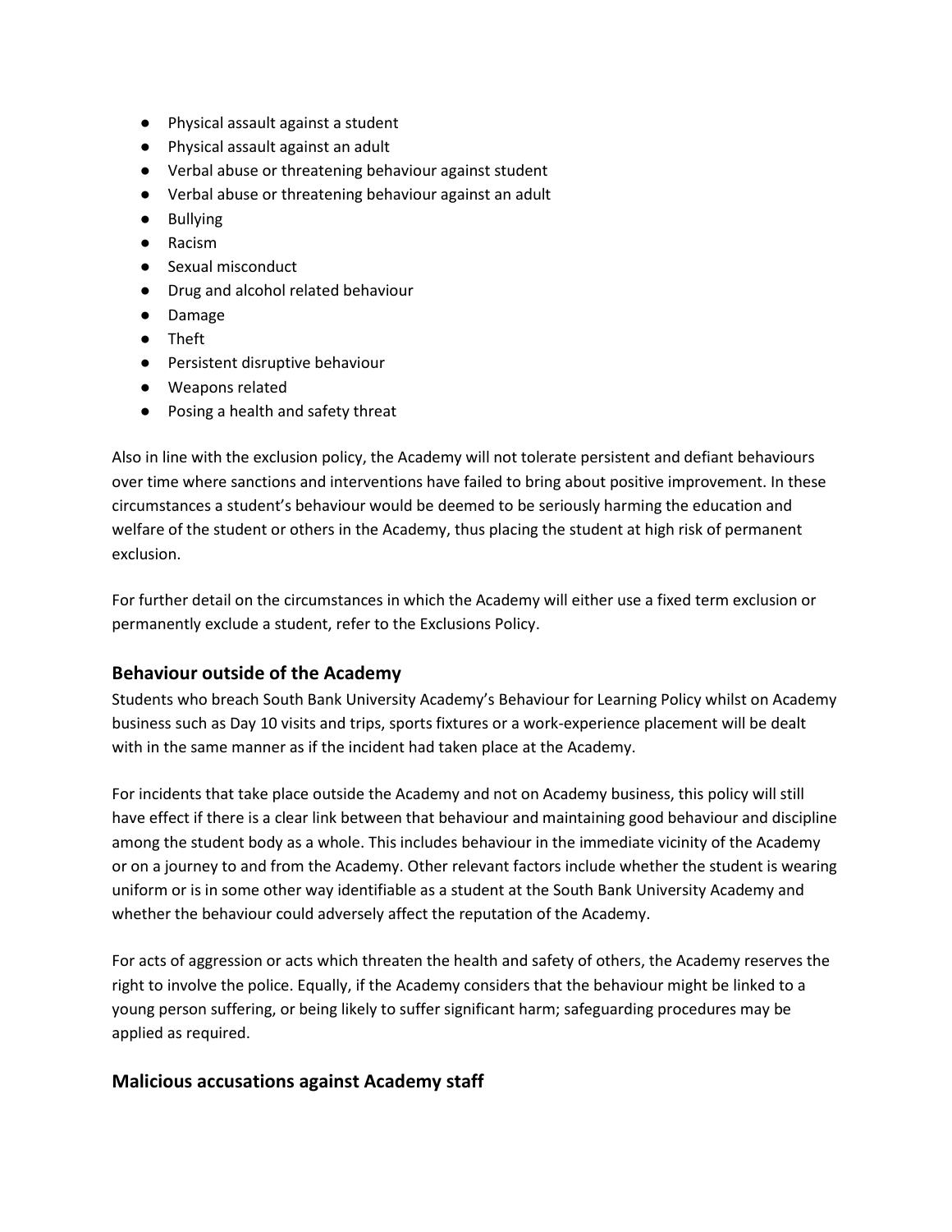- Physical assault against a student
- Physical assault against an adult
- Verbal abuse or threatening behaviour against student
- Verbal abuse or threatening behaviour against an adult
- Bullying
- Racism
- Sexual misconduct
- Drug and alcohol related behaviour
- Damage
- Theft
- Persistent disruptive behaviour
- Weapons related
- Posing a health and safety threat

Also in line with the exclusion policy, the Academy will not tolerate persistent and defiant behaviours over time where sanctions and interventions have failed to bring about positive improvement. In these circumstances a student's behaviour would be deemed to be seriously harming the education and welfare of the student or others in the Academy, thus placing the student at high risk of permanent exclusion.

For further detail on the circumstances in which the Academy will either use a fixed term exclusion or permanently exclude a student, refer to the Exclusions Policy.

## Behaviour outside of the Academy

Students who breach South Bank University Academy's Behaviour for Learning Policy whilst on Academy business such as Day 10 visits and trips, sports fixtures or a work-experience placement will be dealt with in the same manner as if the incident had taken place at the Academy.

For incidents that take place outside the Academy and not on Academy business, this policy will still have effect if there is a clear link between that behaviour and maintaining good behaviour and discipline among the student body as a whole. This includes behaviour in the immediate vicinity of the Academy or on a journey to and from the Academy. Other relevant factors include whether the student is wearing uniform or is in some other way identifiable as a student at the South Bank University Academy and whether the behaviour could adversely affect the reputation of the Academy.

For acts of aggression or acts which threaten the health and safety of others, the Academy reserves the right to involve the police. Equally, if the Academy considers that the behaviour might be linked to a young person suffering, or being likely to suffer significant harm; safeguarding procedures may be applied as required.

## Malicious accusations against Academy staff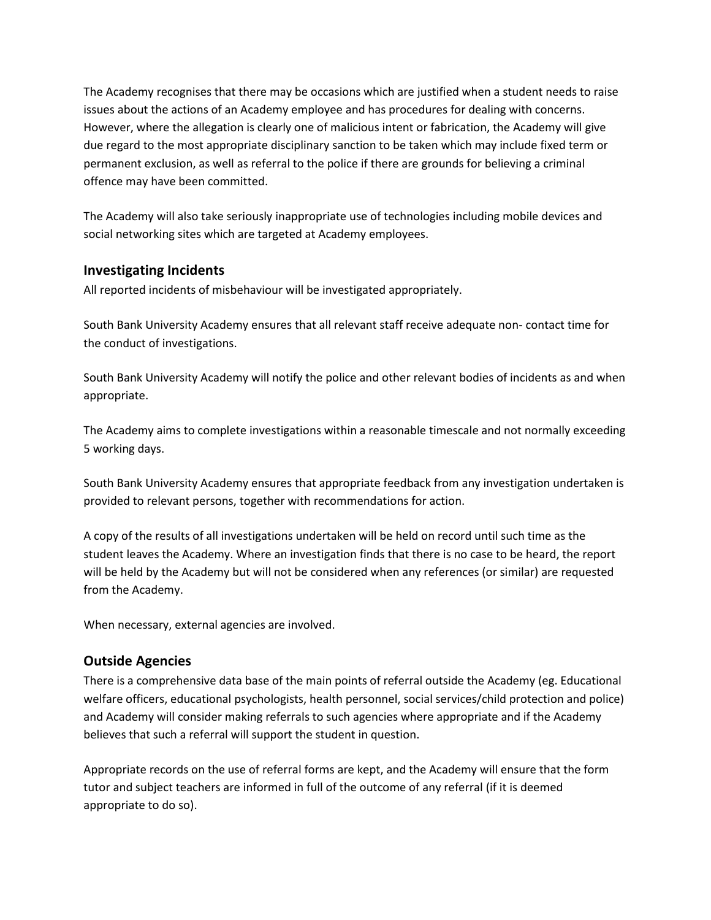The Academy recognises that there may be occasions which are justified when a student needs to raise issues about the actions of an Academy employee and has procedures for dealing with concerns. However, where the allegation is clearly one of malicious intent or fabrication, the Academy will give due regard to the most appropriate disciplinary sanction to be taken which may include fixed term or permanent exclusion, as well as referral to the police if there are grounds for believing a criminal offence may have been committed.

The Academy will also take seriously inappropriate use of technologies including mobile devices and social networking sites which are targeted at Academy employees.

## Investigating Incidents

All reported incidents of misbehaviour will be investigated appropriately.

South Bank University Academy ensures that all relevant staff receive adequate non- contact time for the conduct of investigations.

South Bank University Academy will notify the police and other relevant bodies of incidents as and when appropriate.

The Academy aims to complete investigations within a reasonable timescale and not normally exceeding 5 working days.

South Bank University Academy ensures that appropriate feedback from any investigation undertaken is provided to relevant persons, together with recommendations for action.

A copy of the results of all investigations undertaken will be held on record until such time as the student leaves the Academy. Where an investigation finds that there is no case to be heard, the report will be held by the Academy but will not be considered when any references (or similar) are requested from the Academy.

When necessary, external agencies are involved.

## Outside Agencies

There is a comprehensive data base of the main points of referral outside the Academy (eg. Educational welfare officers, educational psychologists, health personnel, social services/child protection and police) and Academy will consider making referrals to such agencies where appropriate and if the Academy believes that such a referral will support the student in question.

Appropriate records on the use of referral forms are kept, and the Academy will ensure that the form tutor and subject teachers are informed in full of the outcome of any referral (if it is deemed appropriate to do so).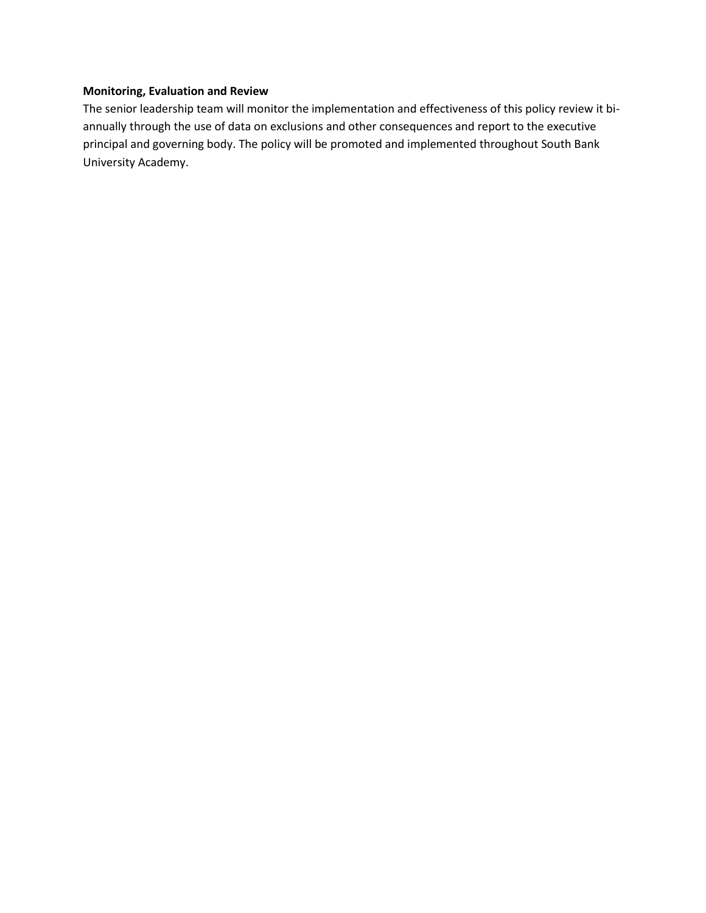**Monitoring, Evaluation and Review**

The senior leadership team will monitor the implementation and effectiveness of this policy review it bi-annually through the use of data on exclusions and other consequences and report to the executive principal and governing body. The policy will be promoted and implemented throughout South Bank University Academy.